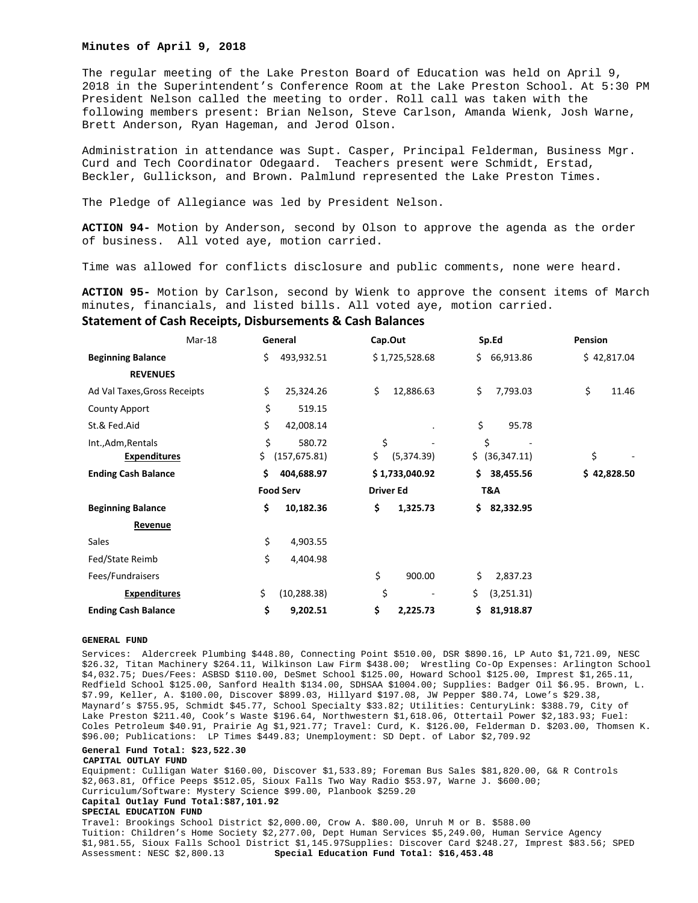**Minutes of April 9, 2018**

The regular meeting of the Lake Preston Board of Education was held on April 9, 2018 in the Superintendent's Conference Room at the Lake Preston School. At 5:30 PM President Nelson called the meeting to order. Roll call was taken with the following members present: Brian Nelson, Steve Carlson, Amanda Wienk, Josh Warne, Brett Anderson, Ryan Hageman, and Jerod Olson.

Administration in attendance was Supt. Casper, Principal Felderman, Business Mgr. Curd and Tech Coordinator Odegaard. Teachers present were Schmidt, Erstad, Beckler, Gullickson, and Brown. Palmlund represented the Lake Preston Times.

The Pledge of Allegiance was led by President Nelson.

**ACTION 94-** Motion by Anderson, second by Olson to approve the agenda as the order of business. All voted aye, motion carried.

Time was allowed for conflicts disclosure and public comments, none were heard.

**ACTION 95-** Motion by Carlson, second by Wienk to approve the consent items of March minutes, financials, and listed bills. All voted aye, motion carried.

## Statement of Cash Receipts, Disbursements & Cash Balances

| Mar-18 | General | Cap.Out | Sp.Ed | Pension |
|---|---|---|---|---|
| **Beginning Balance** | $ 493,932.51 | $ 1,725,528.68 | $ 66,913.86 | $ 42,817.04 |
| **REVENUES** | | | | |
| Ad Val Taxes,Gross Receipts | $ 25,324.26 | $ 12,886.63 | $ 7,793.03 | $ 11.46 |
| County Apport | $ 519.15 | | | |
| St.& Fed.Aid | $ 42,008.14 | . | $ 95.78 | |
| Int.,Adm,Rentals | $ 580.72 | $ - | $ - | |
| **Expenditures** | $ (157,675.81) | $ (5,374.39) | $ (36,347.11) | $ - |
| **Ending Cash Balance** | **$ 404,688.97** | **$ 1,733,040.92** | **$ 38,455.56** | **$ 42,828.50** |
| | **Food Serv** | **Driver Ed** | **T&A** | |
| **Beginning Balance** | **$ 10,182.36** | **$ 1,325.73** | **$ 82,332.95** | |
| **Revenue** | | | | |
| Sales | $ 4,903.55 | | | |
| Fed/State Reimb | $ 4,404.98 | | | |
| Fees/Fundraisers | | $ 900.00 | $ 2,837.23 | |
| **Expenditures** | $ (10,288.38) | $ - | $ (3,251.31) | |
| **Ending Cash Balance** | **$ 9,202.51** | **$ 2,225.73** | **$ 81,918.87** | |

**GENERAL FUND**

Services: Aldercreek Plumbing $448.80, Connecting Point $510.00, DSR $890.16, LP Auto $1,721.09, NESC $26.32, Titan Machinery $264.11, Wilkinson Law Firm $438.00; Wrestling Co-Op Expenses: Arlington School $4,032.75; Dues/Fees: ASBSD $110.00, DeSmet School $125.00, Howard School $125.00, Imprest $1,265.11, Redfield School $125.00, Sanford Health $134.00, SDHSAA $1004.00; Supplies: Badger Oil $6.95. Brown, L. $7.99, Keller, A. $100.00, Discover $899.03, Hillyard $197.08, JW Pepper $80.74, Lowe's $29.38, Maynard's $755.95, Schmidt $45.77, School Specialty $33.82; Utilities: CenturyLink: $388.79, City of Lake Preston $211.40, Cook's Waste $196.64, Northwestern $1,618.06, Ottertail Power $2,183.93; Fuel: Coles Petroleum $40.91, Prairie Ag $1,921.77; Travel: Curd, K. $126.00, Felderman D. $203.00, Thomsen K. $96.00; Publications: LP Times $449.83; Unemployment: SD Dept. of Labor $2,709.92

**General Fund Total: $23,522.30**

**CAPITAL OUTLAY FUND**

Equipment: Culligan Water $160.00, Discover $1,533.89; Foreman Bus Sales $81,820.00, G& R Controls $2,063.81, Office Peeps $512.05, Sioux Falls Two Way Radio $53.97, Warne J. $600.00; Curriculum/Software: Mystery Science $99.00, Planbook $259.20

**Capital Outlay Fund Total:$87,101.92**

**SPECIAL EDUCATION FUND**

Travel: Brookings School District $2,000.00, Crow A. $80.00, Unruh M or B. $588.00
Tuition: Children's Home Society $2,277.00, Dept Human Services $5,249.00, Human Service Agency $1,981.55, Sioux Falls School District $1,145.97Supplies: Discover Card $248.27, Imprest $83.56; SPED Assessment: NESC $2,800.13 **Special Education Fund Total: $16,453.48**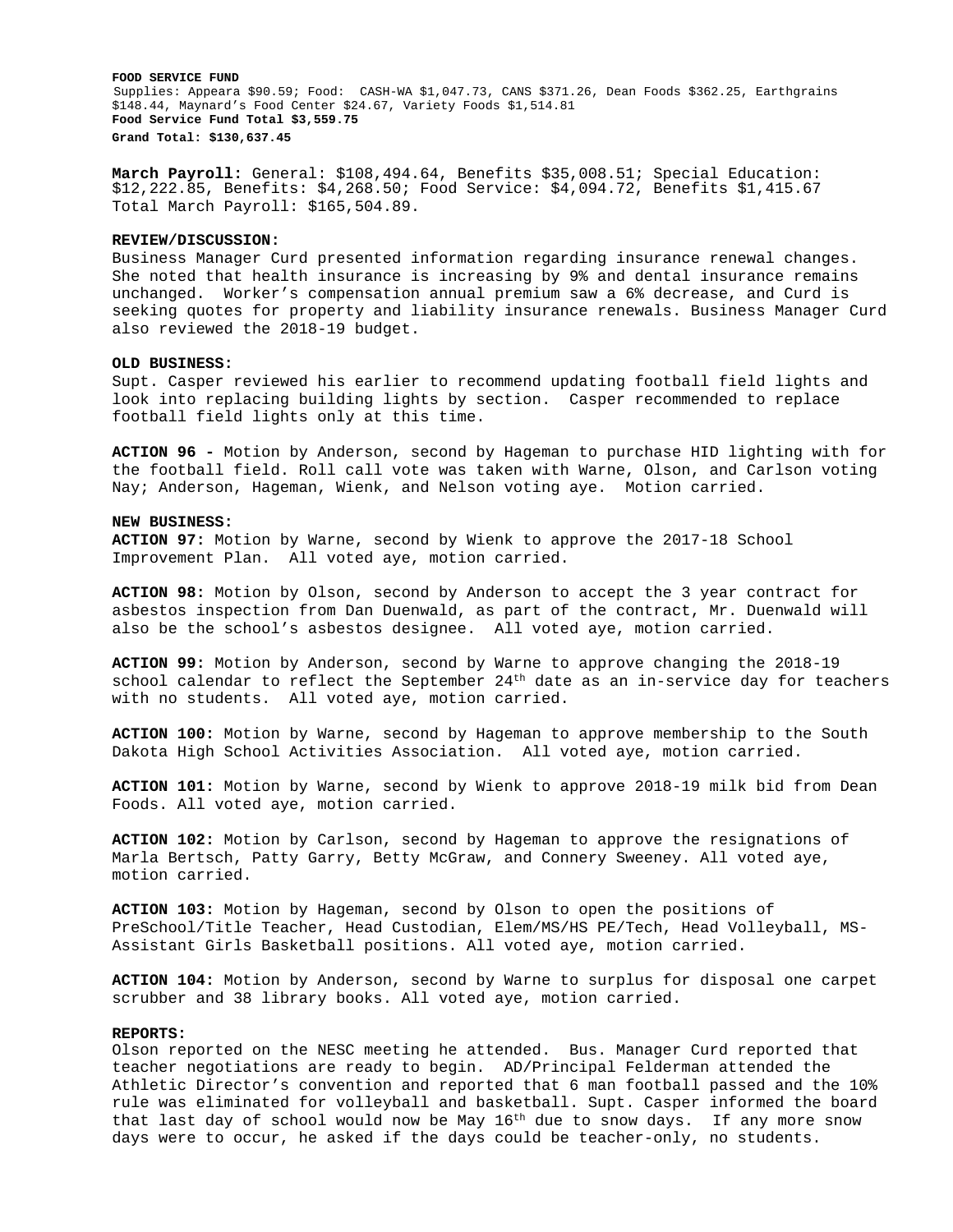**FOOD SERVICE FUND**
Supplies: Appeara $90.59; Food: CASH-WA $1,047.73, CANS $371.26, Dean Foods $362.25, Earthgrains $148.44, Maynard's Food Center $24.67, Variety Foods $1,514.81
**Food Service Fund Total $3,559.75**
**Grand Total: $130,637.45**

**March Payroll:** General: $108,494.64, Benefits $35,008.51; Special Education: $12,222.85, Benefits: $4,268.50; Food Service: $4,094.72, Benefits $1,415.67 Total March Payroll: $165,504.89.

**REVIEW/DISCUSSION:**
Business Manager Curd presented information regarding insurance renewal changes. She noted that health insurance is increasing by 9% and dental insurance remains unchanged. Worker's compensation annual premium saw a 6% decrease, and Curd is seeking quotes for property and liability insurance renewals. Business Manager Curd also reviewed the 2018-19 budget.

**OLD BUSINESS:**
Supt. Casper reviewed his earlier to recommend updating football field lights and look into replacing building lights by section. Casper recommended to replace football field lights only at this time.

**ACTION 96 -** Motion by Anderson, second by Hageman to purchase HID lighting with for the football field. Roll call vote was taken with Warne, Olson, and Carlson voting Nay; Anderson, Hageman, Wienk, and Nelson voting aye. Motion carried.

**NEW BUSINESS:**
**ACTION 97:** Motion by Warne, second by Wienk to approve the 2017-18 School Improvement Plan. All voted aye, motion carried.

**ACTION 98:** Motion by Olson, second by Anderson to accept the 3 year contract for asbestos inspection from Dan Duenwald, as part of the contract, Mr. Duenwald will also be the school's asbestos designee. All voted aye, motion carried.

**ACTION 99:** Motion by Anderson, second by Warne to approve changing the 2018-19 school calendar to reflect the September 24th date as an in-service day for teachers with no students. All voted aye, motion carried.

**ACTION 100:** Motion by Warne, second by Hageman to approve membership to the South Dakota High School Activities Association. All voted aye, motion carried.

**ACTION 101:** Motion by Warne, second by Wienk to approve 2018-19 milk bid from Dean Foods. All voted aye, motion carried.

**ACTION 102:** Motion by Carlson, second by Hageman to approve the resignations of Marla Bertsch, Patty Garry, Betty McGraw, and Connery Sweeney. All voted aye, motion carried.

**ACTION 103:** Motion by Hageman, second by Olson to open the positions of PreSchool/Title Teacher, Head Custodian, Elem/MS/HS PE/Tech, Head Volleyball, MS-Assistant Girls Basketball positions. All voted aye, motion carried.

**ACTION 104:** Motion by Anderson, second by Warne to surplus for disposal one carpet scrubber and 38 library books. All voted aye, motion carried.

**REPORTS:**
Olson reported on the NESC meeting he attended. Bus. Manager Curd reported that teacher negotiations are ready to begin. AD/Principal Felderman attended the Athletic Director's convention and reported that 6 man football passed and the 10% rule was eliminated for volleyball and basketball. Supt. Casper informed the board that last day of school would now be May 16th due to snow days. If any more snow days were to occur, he asked if the days could be teacher-only, no students.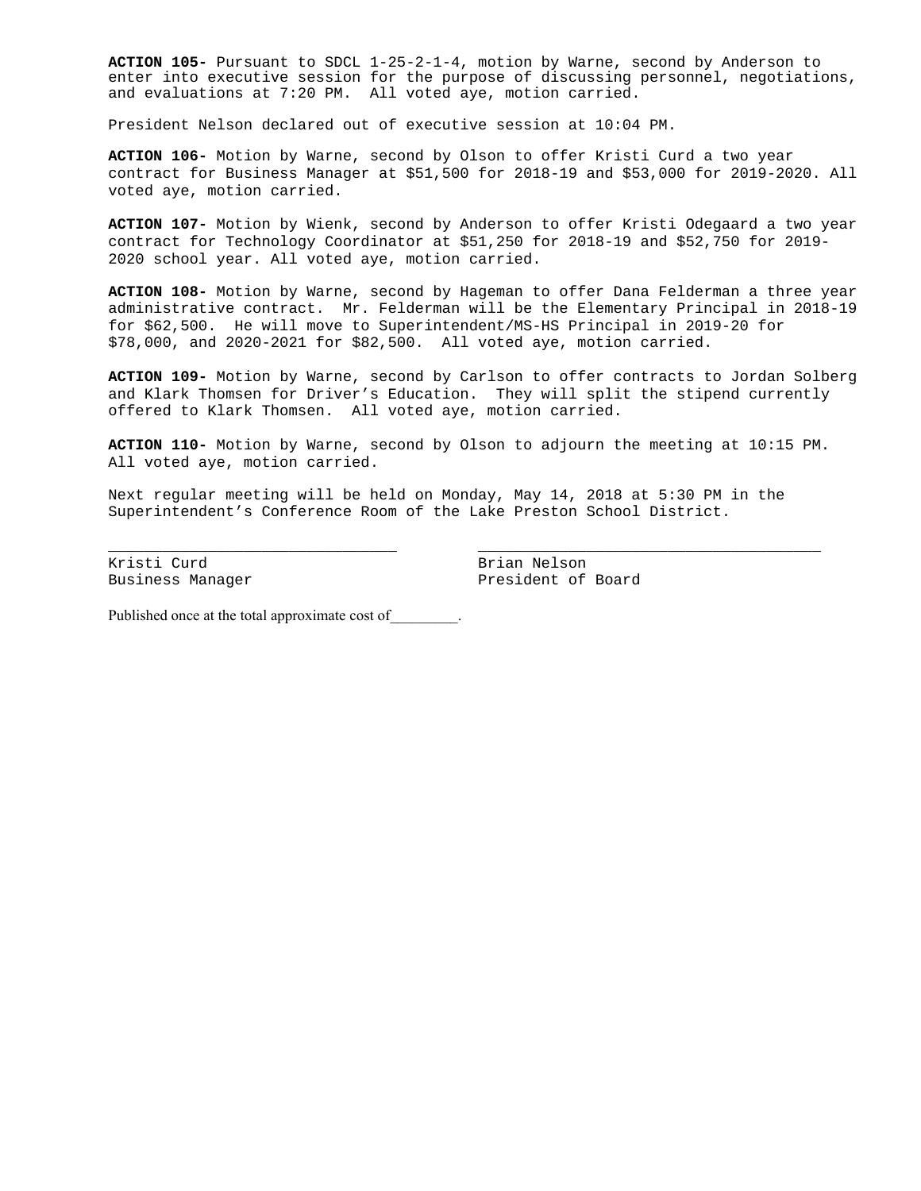**ACTION 105-** Pursuant to SDCL 1-25-2-1-4, motion by Warne, second by Anderson to enter into executive session for the purpose of discussing personnel, negotiations, and evaluations at 7:20 PM. All voted aye, motion carried.

President Nelson declared out of executive session at 10:04 PM.

**ACTION 106-** Motion by Warne, second by Olson to offer Kristi Curd a two year contract for Business Manager at $51,500 for 2018-19 and $53,000 for 2019-2020. All voted aye, motion carried.

**ACTION 107-** Motion by Wienk, second by Anderson to offer Kristi Odegaard a two year contract for Technology Coordinator at $51,250 for 2018-19 and $52,750 for 2019-2020 school year. All voted aye, motion carried.

**ACTION 108-** Motion by Warne, second by Hageman to offer Dana Felderman a three year administrative contract. Mr. Felderman will be the Elementary Principal in 2018-19 for $62,500. He will move to Superintendent/MS-HS Principal in 2019-20 for $78,000, and 2020-2021 for $82,500. All voted aye, motion carried.

**ACTION 109-** Motion by Warne, second by Carlson to offer contracts to Jordan Solberg and Klark Thomsen for Driver's Education. They will split the stipend currently offered to Klark Thomsen. All voted aye, motion carried.

**ACTION 110-** Motion by Warne, second by Olson to adjourn the meeting at 10:15 PM. All voted aye, motion carried.

Next regular meeting will be held on Monday, May 14, 2018 at 5:30 PM in the Superintendent's Conference Room of the Lake Preston School District.

_______________________________ _____________________________________

Kristi Curd
Business Manager

Brian Nelson
President of Board

Published once at the total approximate cost of_________.